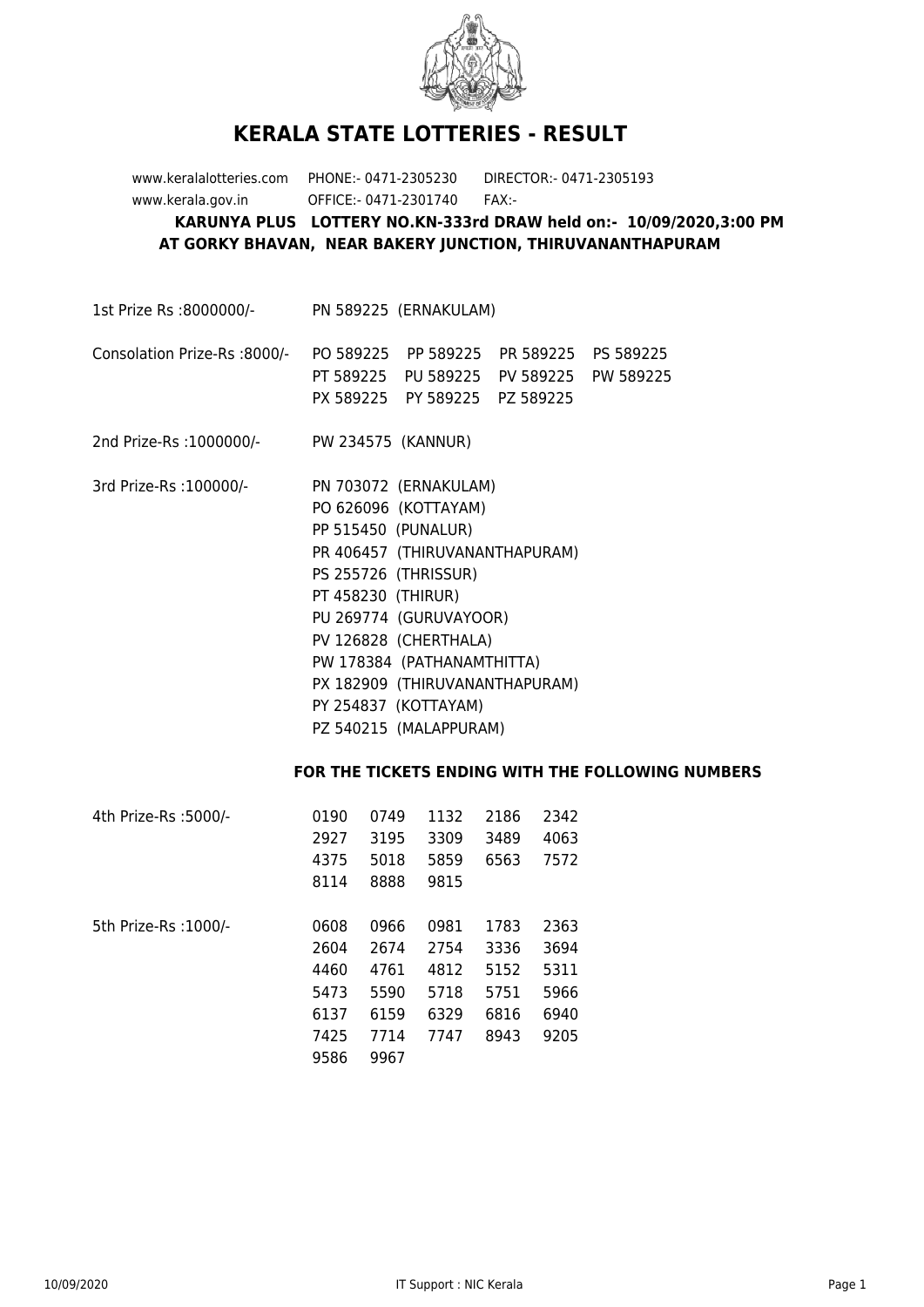# KERALA STATE LOTTERIES - RESULT

www.keralalotteries.com PHONE:- 0471-2305230 DIRECTOR:- 0471-2305193
www.kerala.gov.in OFFICE:- 0471-2301740 FAX:-

**KARUNYA PLUS LOTTERY NO.KN-333rd DRAW held on:- 10/09/2020,3:00 PM**
**AT GORKY BHAVAN, NEAR BAKERY JUNCTION, THIRUVANANTHAPURAM**

1st Prize Rs :8000000/- PN 589225 (ERNAKULAM)

Consolation Prize-Rs :8000/- PO 589225 PP 589225 PR 589225 PS 589225 PT 589225 PU 589225 PV 589225 PW 589225 PX 589225 PY 589225 PZ 589225

2nd Prize-Rs :1000000/- PW 234575 (KANNUR)

3rd Prize-Rs :100000/-
- PN 703072 (ERNAKULAM)
- PO 626096 (KOTTAYAM)
- PP 515450 (PUNALUR)
- PR 406457 (THIRUVANANTHAPURAM)
- PS 255726 (THRISSUR)
- PT 458230 (THIRUR)
- PU 269774 (GURUVAYOOR)
- PV 126828 (CHERTHALA)
- PW 178384 (PATHANAMTHITTA)
- PX 182909 (THIRUVANANTHAPURAM)
- PY 254837 (KOTTAYAM)
- PZ 540215 (MALAPPURAM)

**FOR THE TICKETS ENDING WITH THE FOLLOWING NUMBERS**

4th Prize-Rs :5000/-

0190 0749 1132 2186 2342 2927 3195 3309 3489 4063 4375 5018 5859 6563 7572 8114 8888 9815

5th Prize-Rs :1000/-

0608 0966 0981 1783 2363 2604 2674 2754 3336 3694 4460 4761 4812 5152 5311 5473 5590 5718 5751 5966 6137 6159 6329 6816 6940 7425 7714 7747 8943 9205 9586 9967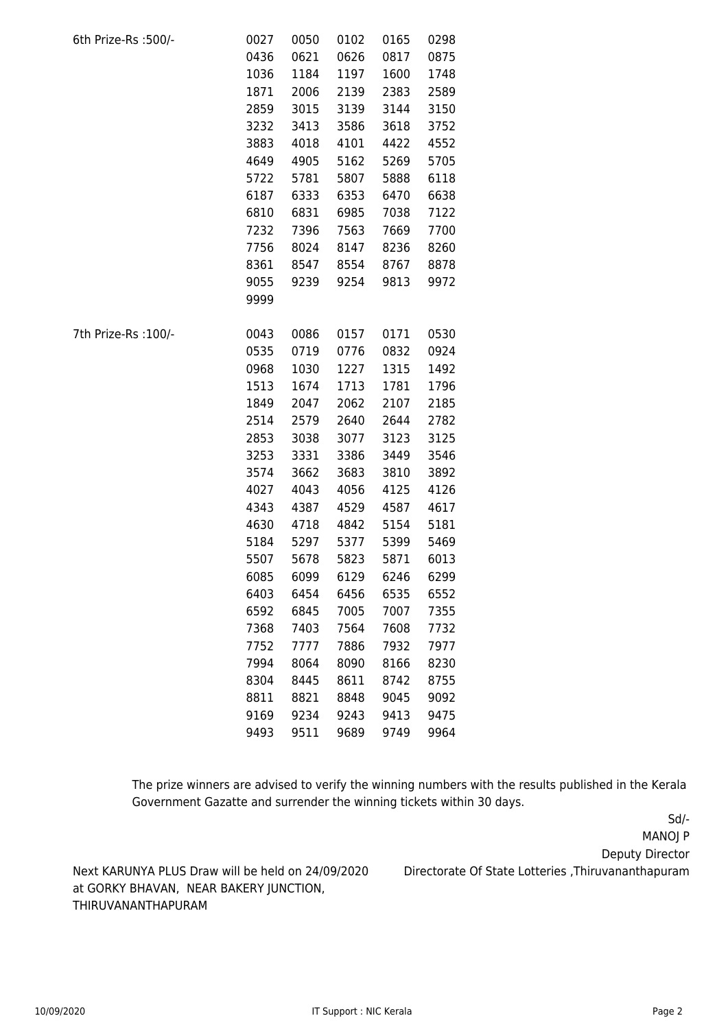6th Prize-Rs :500/-

| | | | | |
|---|---|---|---|---|
| 0027 | 0050 | 0102 | 0165 | 0298 |
| 0436 | 0621 | 0626 | 0817 | 0875 |
| 1036 | 1184 | 1197 | 1600 | 1748 |
| 1871 | 2006 | 2139 | 2383 | 2589 |
| 2859 | 3015 | 3139 | 3144 | 3150 |
| 3232 | 3413 | 3586 | 3618 | 3752 |
| 3883 | 4018 | 4101 | 4422 | 4552 |
| 4649 | 4905 | 5162 | 5269 | 5705 |
| 5722 | 5781 | 5807 | 5888 | 6118 |
| 6187 | 6333 | 6353 | 6470 | 6638 |
| 6810 | 6831 | 6985 | 7038 | 7122 |
| 7232 | 7396 | 7563 | 7669 | 7700 |
| 7756 | 8024 | 8147 | 8236 | 8260 |
| 8361 | 8547 | 8554 | 8767 | 8878 |
| 9055 | 9239 | 9254 | 9813 | 9972 |
| 9999 | | | | |

7th Prize-Rs :100/-

| | | | | |
|---|---|---|---|---|
| 0043 | 0086 | 0157 | 0171 | 0530 |
| 0535 | 0719 | 0776 | 0832 | 0924 |
| 0968 | 1030 | 1227 | 1315 | 1492 |
| 1513 | 1674 | 1713 | 1781 | 1796 |
| 1849 | 2047 | 2062 | 2107 | 2185 |
| 2514 | 2579 | 2640 | 2644 | 2782 |
| 2853 | 3038 | 3077 | 3123 | 3125 |
| 3253 | 3331 | 3386 | 3449 | 3546 |
| 3574 | 3662 | 3683 | 3810 | 3892 |
| 4027 | 4043 | 4056 | 4125 | 4126 |
| 4343 | 4387 | 4529 | 4587 | 4617 |
| 4630 | 4718 | 4842 | 5154 | 5181 |
| 5184 | 5297 | 5377 | 5399 | 5469 |
| 5507 | 5678 | 5823 | 5871 | 6013 |
| 6085 | 6099 | 6129 | 6246 | 6299 |
| 6403 | 6454 | 6456 | 6535 | 6552 |
| 6592 | 6845 | 7005 | 7007 | 7355 |
| 7368 | 7403 | 7564 | 7608 | 7732 |
| 7752 | 7777 | 7886 | 7932 | 7977 |
| 7994 | 8064 | 8090 | 8166 | 8230 |
| 8304 | 8445 | 8611 | 8742 | 8755 |
| 8811 | 8821 | 8848 | 9045 | 9092 |
| 9169 | 9234 | 9243 | 9413 | 9475 |
| 9493 | 9511 | 9689 | 9749 | 9964 |

The prize winners are advised to verify the winning numbers with the results published in the Kerala Government Gazatte and surrender the winning tickets within 30 days.

Sd/-
MANOJ P
Deputy Director
Directorate Of State Lotteries ,Thiruvananthapuram

Next KARUNYA PLUS Draw will be held on 24/09/2020 at GORKY BHAVAN, NEAR BAKERY JUNCTION, THIRUVANANTHAPURAM

10/09/2020 IT Support : NIC Kerala